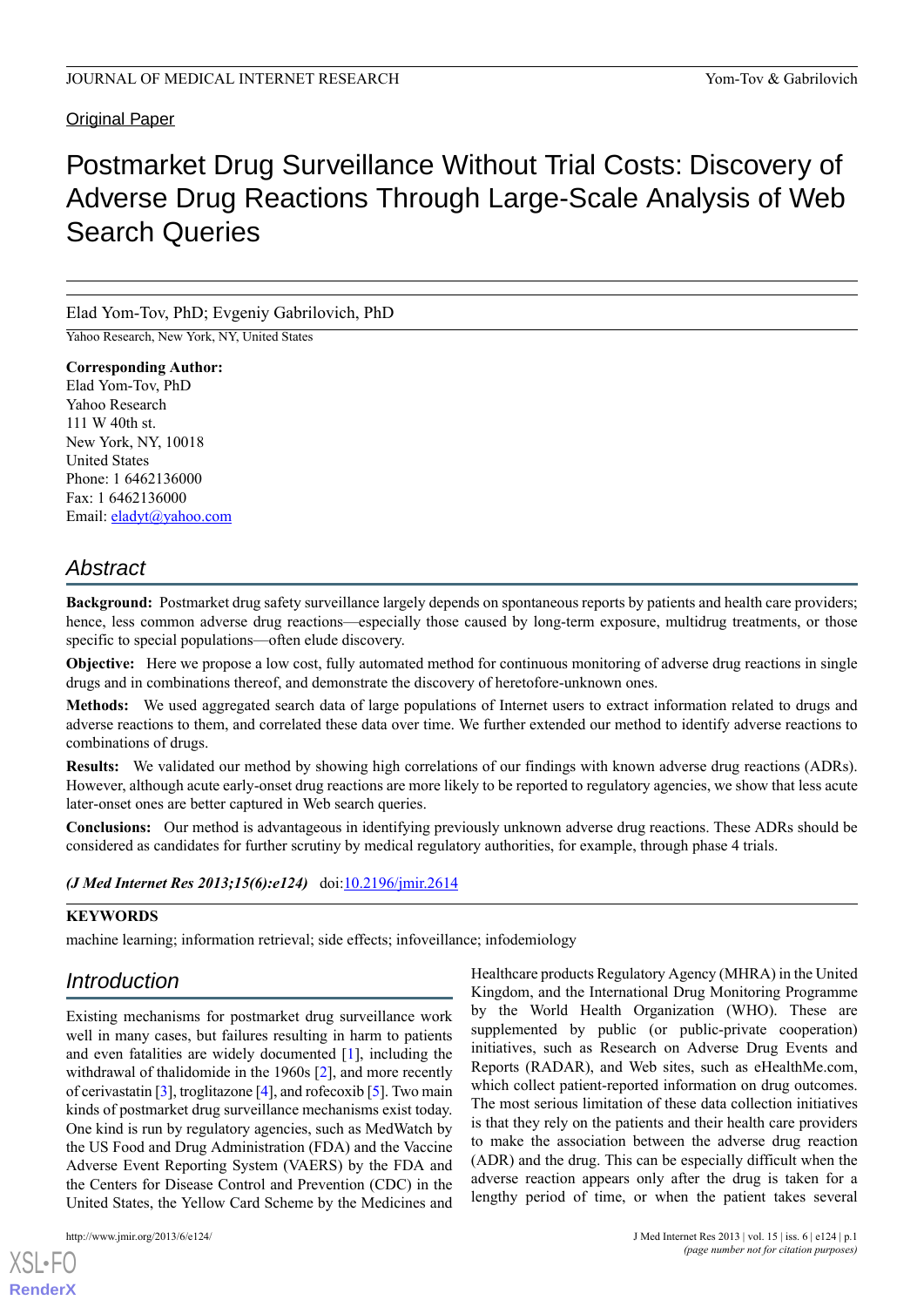Original Paper

# Postmarket Drug Surveillance Without Trial Costs: Discovery of Adverse Drug Reactions Through Large-Scale Analysis of Web Search Queries

Elad Yom-Tov, PhD; Evgeniy Gabrilovich, PhD

Yahoo Research, New York, NY, United States

**Corresponding Author:**
Elad Yom-Tov, PhD
Yahoo Research
111 W 40th st.
New York, NY, 10018
United States
Phone: 1 6462136000
Fax: 1 6462136000
Email: eladyt@yahoo.com

## Abstract

**Background:** Postmarket drug safety surveillance largely depends on spontaneous reports by patients and health care providers; hence, less common adverse drug reactions—especially those caused by long-term exposure, multidrug treatments, or those specific to special populations—often elude discovery.

**Objective:** Here we propose a low cost, fully automated method for continuous monitoring of adverse drug reactions in single drugs and in combinations thereof, and demonstrate the discovery of heretofore-unknown ones.

**Methods:** We used aggregated search data of large populations of Internet users to extract information related to drugs and adverse reactions to them, and correlated these data over time. We further extended our method to identify adverse reactions to combinations of drugs.

**Results:** We validated our method by showing high correlations of our findings with known adverse drug reactions (ADRs). However, although acute early-onset drug reactions are more likely to be reported to regulatory agencies, we show that less acute later-onset ones are better captured in Web search queries.

**Conclusions:** Our method is advantageous in identifying previously unknown adverse drug reactions. These ADRs should be considered as candidates for further scrutiny by medical regulatory authorities, for example, through phase 4 trials.

***(J Med Internet Res 2013;15(6):e124)*** doi:10.2196/jmir.2614

**KEYWORDS**

machine learning; information retrieval; side effects; infoveillance; infodemiology

## Introduction

Existing mechanisms for postmarket drug surveillance work well in many cases, but failures resulting in harm to patients and even fatalities are widely documented [1], including the withdrawal of thalidomide in the 1960s [2], and more recently of cerivastatin [3], troglitazone [4], and rofecoxib [5]. Two main kinds of postmarket drug surveillance mechanisms exist today. One kind is run by regulatory agencies, such as MedWatch by the US Food and Drug Administration (FDA) and the Vaccine Adverse Event Reporting System (VAERS) by the FDA and the Centers for Disease Control and Prevention (CDC) in the United States, the Yellow Card Scheme by the Medicines and Healthcare products Regulatory Agency (MHRA) in the United Kingdom, and the International Drug Monitoring Programme by the World Health Organization (WHO). These are supplemented by public (or public-private cooperation) initiatives, such as Research on Adverse Drug Events and Reports (RADAR), and Web sites, such as eHealthMe.com, which collect patient-reported information on drug outcomes. The most serious limitation of these data collection initiatives is that they rely on the patients and their health care providers to make the association between the adverse drug reaction (ADR) and the drug. This can be especially difficult when the adverse reaction appears only after the drug is taken for a lengthy period of time, or when the patient takes several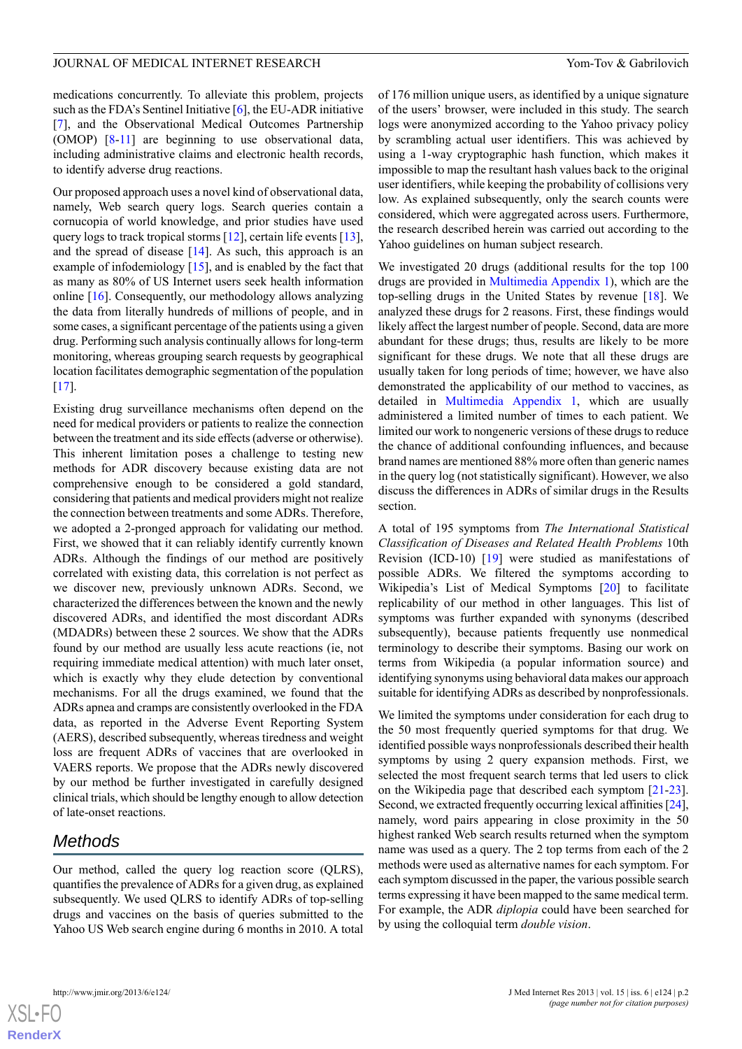medications concurrently. To alleviate this problem, projects such as the FDA's Sentinel Initiative [6], the EU-ADR initiative [7], and the Observational Medical Outcomes Partnership (OMOP) [8-11] are beginning to use observational data, including administrative claims and electronic health records, to identify adverse drug reactions.

Our proposed approach uses a novel kind of observational data, namely, Web search query logs. Search queries contain a cornucopia of world knowledge, and prior studies have used query logs to track tropical storms [12], certain life events [13], and the spread of disease [14]. As such, this approach is an example of infodemiology [15], and is enabled by the fact that as many as 80% of US Internet users seek health information online [16]. Consequently, our methodology allows analyzing the data from literally hundreds of millions of people, and in some cases, a significant percentage of the patients using a given drug. Performing such analysis continually allows for long-term monitoring, whereas grouping search requests by geographical location facilitates demographic segmentation of the population [17].

Existing drug surveillance mechanisms often depend on the need for medical providers or patients to realize the connection between the treatment and its side effects (adverse or otherwise). This inherent limitation poses a challenge to testing new methods for ADR discovery because existing data are not comprehensive enough to be considered a gold standard, considering that patients and medical providers might not realize the connection between treatments and some ADRs. Therefore, we adopted a 2-pronged approach for validating our method. First, we showed that it can reliably identify currently known ADRs. Although the findings of our method are positively correlated with existing data, this correlation is not perfect as we discover new, previously unknown ADRs. Second, we characterized the differences between the known and the newly discovered ADRs, and identified the most discordant ADRs (MDADRs) between these 2 sources. We show that the ADRs found by our method are usually less acute reactions (ie, not requiring immediate medical attention) with much later onset, which is exactly why they elude detection by conventional mechanisms. For all the drugs examined, we found that the ADRs apnea and cramps are consistently overlooked in the FDA data, as reported in the Adverse Event Reporting System (AERS), described subsequently, whereas tiredness and weight loss are frequent ADRs of vaccines that are overlooked in VAERS reports. We propose that the ADRs newly discovered by our method be further investigated in carefully designed clinical trials, which should be lengthy enough to allow detection of late-onset reactions.

## Methods

Our method, called the query log reaction score (QLRS), quantifies the prevalence of ADRs for a given drug, as explained subsequently. We used QLRS to identify ADRs of top-selling drugs and vaccines on the basis of queries submitted to the Yahoo US Web search engine during 6 months in 2010. A total of 176 million unique users, as identified by a unique signature of the users' browser, were included in this study. The search logs were anonymized according to the Yahoo privacy policy by scrambling actual user identifiers. This was achieved by using a 1-way cryptographic hash function, which makes it impossible to map the resultant hash values back to the original user identifiers, while keeping the probability of collisions very low. As explained subsequently, only the search counts were considered, which were aggregated across users. Furthermore, the research described herein was carried out according to the Yahoo guidelines on human subject research.

We investigated 20 drugs (additional results for the top 100 drugs are provided in Multimedia Appendix 1), which are the top-selling drugs in the United States by revenue [18]. We analyzed these drugs for 2 reasons. First, these findings would likely affect the largest number of people. Second, data are more abundant for these drugs; thus, results are likely to be more significant for these drugs. We note that all these drugs are usually taken for long periods of time; however, we have also demonstrated the applicability of our method to vaccines, as detailed in Multimedia Appendix 1, which are usually administered a limited number of times to each patient. We limited our work to nongeneric versions of these drugs to reduce the chance of additional confounding influences, and because brand names are mentioned 88% more often than generic names in the query log (not statistically significant). However, we also discuss the differences in ADRs of similar drugs in the Results section.

A total of 195 symptoms from *The International Statistical Classification of Diseases and Related Health Problems* 10th Revision (ICD-10) [19] were studied as manifestations of possible ADRs. We filtered the symptoms according to Wikipedia's List of Medical Symptoms [20] to facilitate replicability of our method in other languages. This list of symptoms was further expanded with synonyms (described subsequently), because patients frequently use nonmedical terminology to describe their symptoms. Basing our work on terms from Wikipedia (a popular information source) and identifying synonyms using behavioral data makes our approach suitable for identifying ADRs as described by nonprofessionals.

We limited the symptoms under consideration for each drug to the 50 most frequently queried symptoms for that drug. We identified possible ways nonprofessionals described their health symptoms by using 2 query expansion methods. First, we selected the most frequent search terms that led users to click on the Wikipedia page that described each symptom [21-23]. Second, we extracted frequently occurring lexical affinities [24], namely, word pairs appearing in close proximity in the 50 highest ranked Web search results returned when the symptom name was used as a query. The 2 top terms from each of the 2 methods were used as alternative names for each symptom. For each symptom discussed in the paper, the various possible search terms expressing it have been mapped to the same medical term. For example, the ADR *diplopia* could have been searched for by using the colloquial term *double vision*.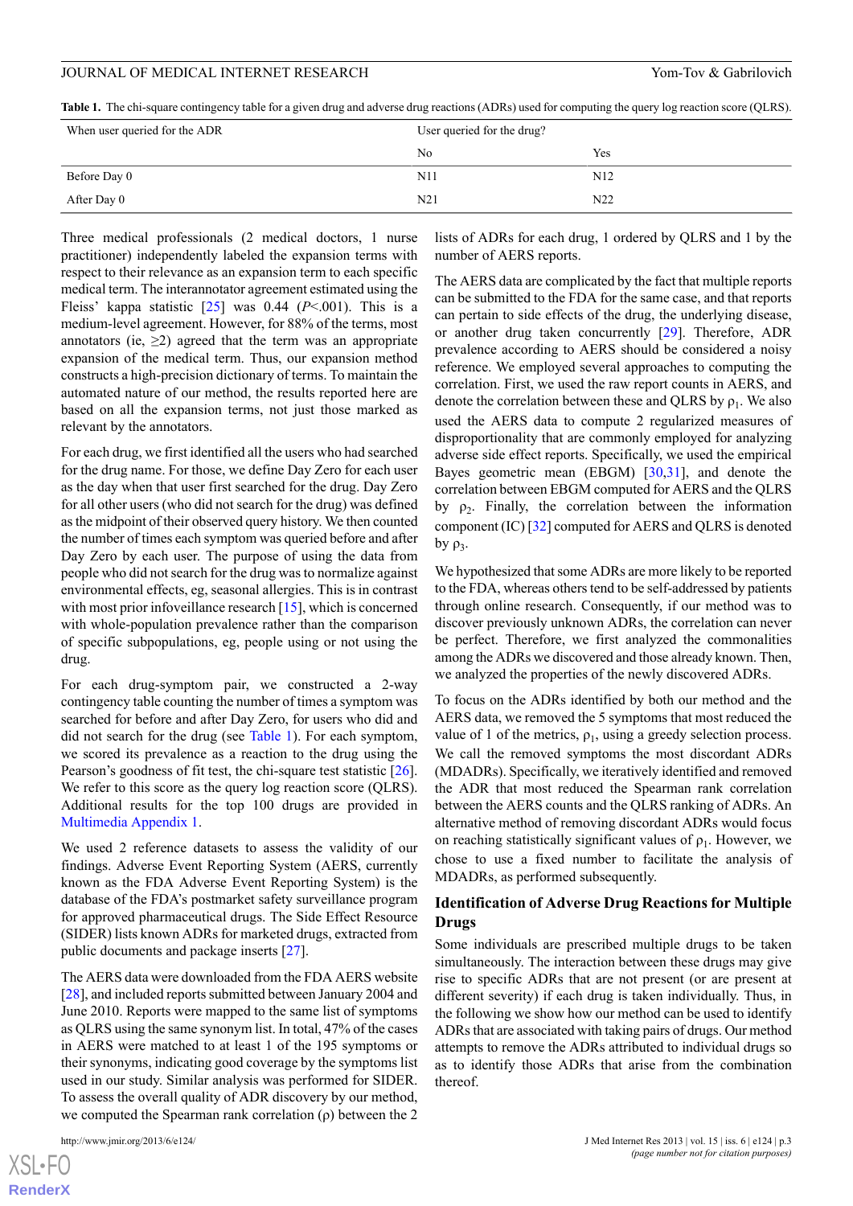**Table 1.** The chi-square contingency table for a given drug and adverse drug reactions (ADRs) used for computing the query log reaction score (QLRS).

| When user queried for the ADR | User queried for the drug? | |
|---|---|---|
| | No | Yes |
| Before Day 0 | N11 | N12 |
| After Day 0 | N21 | N22 |

Three medical professionals (2 medical doctors, 1 nurse practitioner) independently labeled the expansion terms with respect to their relevance as an expansion term to each specific medical term. The interannotator agreement estimated using the Fleiss' kappa statistic [25] was 0.44 ($P$<.001). This is a medium-level agreement. However, for 88% of the terms, most annotators (ie, ≥2) agreed that the term was an appropriate expansion of the medical term. Thus, our expansion method constructs a high-precision dictionary of terms. To maintain the automated nature of our method, the results reported here are based on all the expansion terms, not just those marked as relevant by the annotators.

For each drug, we first identified all the users who had searched for the drug name. For those, we define Day Zero for each user as the day when that user first searched for the drug. Day Zero for all other users (who did not search for the drug) was defined as the midpoint of their observed query history. We then counted the number of times each symptom was queried before and after Day Zero by each user. The purpose of using the data from people who did not search for the drug was to normalize against environmental effects, eg, seasonal allergies. This is in contrast with most prior infoveillance research [15], which is concerned with whole-population prevalence rather than the comparison of specific subpopulations, eg, people using or not using the drug.

For each drug-symptom pair, we constructed a 2-way contingency table counting the number of times a symptom was searched for before and after Day Zero, for users who did and did not search for the drug (see Table 1). For each symptom, we scored its prevalence as a reaction to the drug using the Pearson's goodness of fit test, the chi-square test statistic [26]. We refer to this score as the query log reaction score (QLRS). Additional results for the top 100 drugs are provided in Multimedia Appendix 1.

We used 2 reference datasets to assess the validity of our findings. Adverse Event Reporting System (AERS, currently known as the FDA Adverse Event Reporting System) is the database of the FDA's postmarket safety surveillance program for approved pharmaceutical drugs. The Side Effect Resource (SIDER) lists known ADRs for marketed drugs, extracted from public documents and package inserts [27].

The AERS data were downloaded from the FDA AERS website [28], and included reports submitted between January 2004 and June 2010. Reports were mapped to the same list of symptoms as QLRS using the same synonym list. In total, 47% of the cases in AERS were matched to at least 1 of the 195 symptoms or their synonyms, indicating good coverage by the symptoms list used in our study. Similar analysis was performed for SIDER. To assess the overall quality of ADR discovery by our method, we computed the Spearman rank correlation (ρ) between the 2 lists of ADRs for each drug, 1 ordered by QLRS and 1 by the number of AERS reports.

The AERS data are complicated by the fact that multiple reports can be submitted to the FDA for the same case, and that reports can pertain to side effects of the drug, the underlying disease, or another drug taken concurrently [29]. Therefore, ADR prevalence according to AERS should be considered a noisy reference. We employed several approaches to computing the correlation. First, we used the raw report counts in AERS, and denote the correlation between these and QLRS by $\rho_1$. We also used the AERS data to compute 2 regularized measures of disproportionality that are commonly employed for analyzing adverse side effect reports. Specifically, we used the empirical Bayes geometric mean (EBGM) [30,31], and denote the correlation between EBGM computed for AERS and the QLRS by $\rho_2$. Finally, the correlation between the information component (IC) [32] computed for AERS and QLRS is denoted by $\rho_3$.

We hypothesized that some ADRs are more likely to be reported to the FDA, whereas others tend to be self-addressed by patients through online research. Consequently, if our method was to discover previously unknown ADRs, the correlation can never be perfect. Therefore, we first analyzed the commonalities among the ADRs we discovered and those already known. Then, we analyzed the properties of the newly discovered ADRs.

To focus on the ADRs identified by both our method and the AERS data, we removed the 5 symptoms that most reduced the value of 1 of the metrics, $\rho_1$, using a greedy selection process. We call the removed symptoms the most discordant ADRs (MDADRs). Specifically, we iteratively identified and removed the ADR that most reduced the Spearman rank correlation between the AERS counts and the QLRS ranking of ADRs. An alternative method of removing discordant ADRs would focus on reaching statistically significant values of $\rho_1$. However, we chose to use a fixed number to facilitate the analysis of MDADRs, as performed subsequently.

## Identification of Adverse Drug Reactions for Multiple Drugs

Some individuals are prescribed multiple drugs to be taken simultaneously. The interaction between these drugs may give rise to specific ADRs that are not present (or are present at different severity) if each drug is taken individually. Thus, in the following we show how our method can be used to identify ADRs that are associated with taking pairs of drugs. Our method attempts to remove the ADRs attributed to individual drugs so as to identify those ADRs that arise from the combination thereof.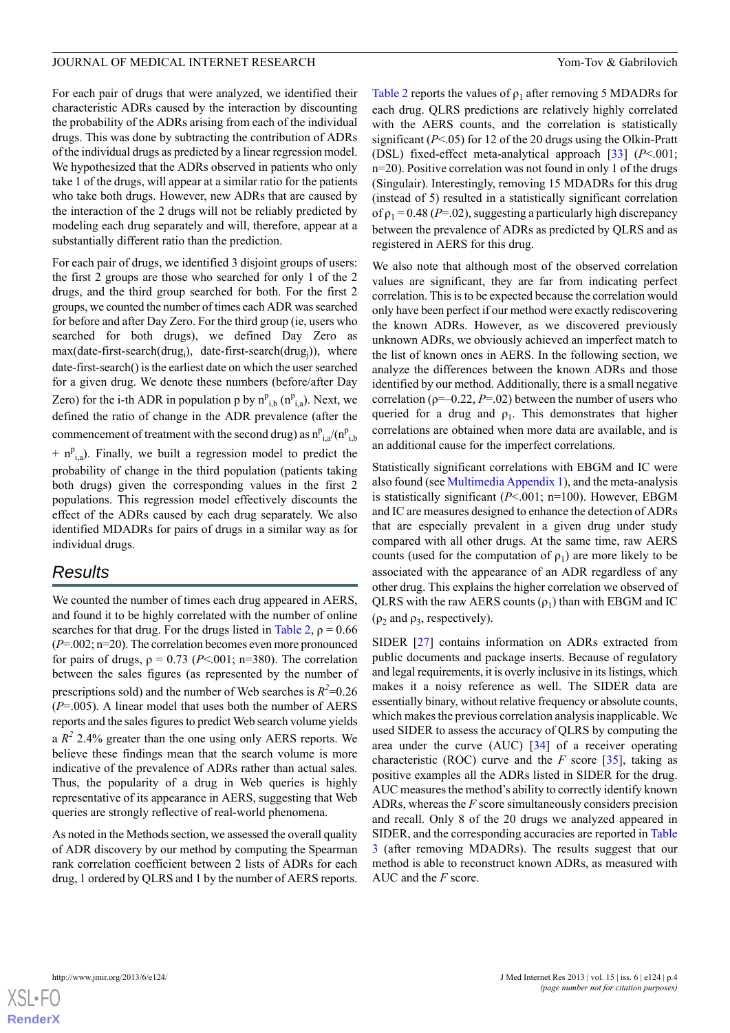For each pair of drugs that were analyzed, we identified their characteristic ADRs caused by the interaction by discounting the probability of the ADRs arising from each of the individual drugs. This was done by subtracting the contribution of ADRs of the individual drugs as predicted by a linear regression model. We hypothesized that the ADRs observed in patients who only take 1 of the drugs, will appear at a similar ratio for the patients who take both drugs. However, new ADRs that are caused by the interaction of the 2 drugs will not be reliably predicted by modeling each drug separately and will, therefore, appear at a substantially different ratio than the prediction.

For each pair of drugs, we identified 3 disjoint groups of users: the first 2 groups are those who searched for only 1 of the 2 drugs, and the third group searched for both. For the first 2 groups, we counted the number of times each ADR was searched for before and after Day Zero. For the third group (ie, users who searched for both drugs), we defined Day Zero as max(date-first-search($drug_i$), date-first-search($drug_j$)), where date-first-search() is the earliest date on which the user searched for a given drug. We denote these numbers (before/after Day Zero) for the i-th ADR in population p by $n^p_{i,b}$ ($n^p_{i,a}$). Next, we defined the ratio of change in the ADR prevalence (after the commencement of treatment with the second drug) as $n^p_{i,a}/(n^p_{i,b} + n^p_{i,a})$. Finally, we built a regression model to predict the probability of change in the third population (patients taking both drugs) given the corresponding values in the first 2 populations. This regression model effectively discounts the effect of the ADRs caused by each drug separately. We also identified MDADRs for pairs of drugs in a similar way as for individual drugs.

## Results

We counted the number of times each drug appeared in AERS, and found it to be highly correlated with the number of online searches for that drug. For the drugs listed in Table 2, $\rho = 0.66$ ($P$=.002; n=20). The correlation becomes even more pronounced for pairs of drugs, $\rho = 0.73$ ($P$<.001; n=380). The correlation between the sales figures (as represented by the number of prescriptions sold) and the number of Web searches is $R^2$=0.26 ($P$=.005). A linear model that uses both the number of AERS reports and the sales figures to predict Web search volume yields a $R^2$ 2.4% greater than the one using only AERS reports. We believe these findings mean that the search volume is more indicative of the prevalence of ADRs rather than actual sales. Thus, the popularity of a drug in Web queries is highly representative of its appearance in AERS, suggesting that Web queries are strongly reflective of real-world phenomena.

As noted in the Methods section, we assessed the overall quality of ADR discovery by our method by computing the Spearman rank correlation coefficient between 2 lists of ADRs for each drug, 1 ordered by QLRS and 1 by the number of AERS reports.

Table 2 reports the values of $\rho_1$ after removing 5 MDADRs for each drug. QLRS predictions are relatively highly correlated with the AERS counts, and the correlation is statistically significant ($P$<.05) for 12 of the 20 drugs using the Olkin-Pratt (DSL) fixed-effect meta-analytical approach [33] ($P$<.001; n=20). Positive correlation was not found in only 1 of the drugs (Singulair). Interestingly, removing 15 MDADRs for this drug (instead of 5) resulted in a statistically significant correlation of $\rho_1 = 0.48$ ($P$=.02), suggesting a particularly high discrepancy between the prevalence of ADRs as predicted by QLRS and as registered in AERS for this drug.

We also note that although most of the observed correlation values are significant, they are far from indicating perfect correlation. This is to be expected because the correlation would only have been perfect if our method were exactly rediscovering the known ADRs. However, as we discovered previously unknown ADRs, we obviously achieved an imperfect match to the list of known ones in AERS. In the following section, we analyze the differences between the known ADRs and those identified by our method. Additionally, there is a small negative correlation ($\rho$=–0.22, $P$=.02) between the number of users who queried for a drug and $\rho_1$. This demonstrates that higher correlations are obtained when more data are available, and is an additional cause for the imperfect correlations.

Statistically significant correlations with EBGM and IC were also found (see Multimedia Appendix 1), and the meta-analysis is statistically significant ($P$<.001; n=100). However, EBGM and IC are measures designed to enhance the detection of ADRs that are especially prevalent in a given drug under study compared with all other drugs. At the same time, raw AERS counts (used for the computation of $\rho_1$) are more likely to be associated with the appearance of an ADR regardless of any other drug. This explains the higher correlation we observed of QLRS with the raw AERS counts ($\rho_1$) than with EBGM and IC ($\rho_2$ and $\rho_3$, respectively).

SIDER [27] contains information on ADRs extracted from public documents and package inserts. Because of regulatory and legal requirements, it is overly inclusive in its listings, which makes it a noisy reference as well. The SIDER data are essentially binary, without relative frequency or absolute counts, which makes the previous correlation analysis inapplicable. We used SIDER to assess the accuracy of QLRS by computing the area under the curve (AUC) [34] of a receiver operating characteristic (ROC) curve and the *F* score [35], taking as positive examples all the ADRs listed in SIDER for the drug. AUC measures the method's ability to correctly identify known ADRs, whereas the *F* score simultaneously considers precision and recall. Only 8 of the 20 drugs we analyzed appeared in SIDER, and the corresponding accuracies are reported in Table 3 (after removing MDADRs). The results suggest that our method is able to reconstruct known ADRs, as measured with AUC and the *F* score.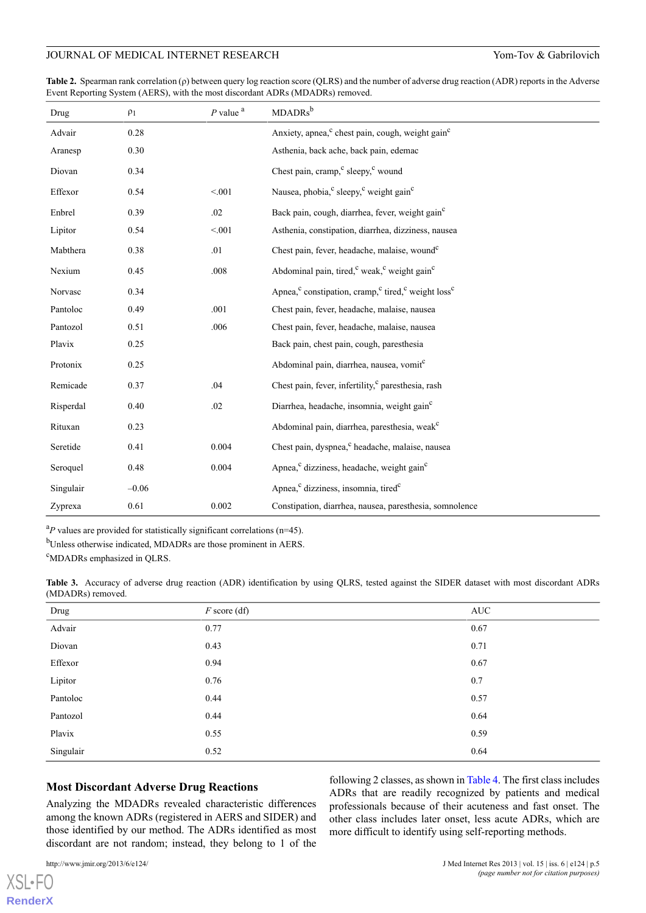**Table 2.** Spearman rank correlation (ρ) between query log reaction score (QLRS) and the number of adverse drug reaction (ADR) reports in the Adverse Event Reporting System (AERS), with the most discordant ADRs (MDADRs) removed.

| Drug | $\rho_1$ | *P* value [a] | MDADRs [b] |
|---|---|---|---|
| Advair | 0.28 | | Anxiety, apnea,[c] chest pain, cough, weight gain[c] |
| Aranesp | 0.30 | | Asthenia, back ache, back pain, edemac |
| Diovan | 0.34 | | Chest pain, cramp,[c] sleepy,[c] wound |
| Effexor | 0.54 | <.001 | Nausea, phobia,[c] sleepy,[c] weight gain[c] |
| Enbrel | 0.39 | .02 | Back pain, cough, diarrhea, fever, weight gain[c] |
| Lipitor | 0.54 | <.001 | Asthenia, constipation, diarrhea, dizziness, nausea |
| Mabthera | 0.38 | .01 | Chest pain, fever, headache, malaise, wound[c] |
| Nexium | 0.45 | .008 | Abdominal pain, tired,[c] weak,[c] weight gain[c] |
| Norvasc | 0.34 | | Apnea,[c] constipation, cramp,[c] tired,[c] weight loss[c] |
| Pantoloc | 0.49 | .001 | Chest pain, fever, headache, malaise, nausea |
| Pantozol | 0.51 | .006 | Chest pain, fever, headache, malaise, nausea |
| Plavix | 0.25 | | Back pain, chest pain, cough, paresthesia |
| Protonix | 0.25 | | Abdominal pain, diarrhea, nausea, vomit[c] |
| Remicade | 0.37 | .04 | Chest pain, fever, infertility,[c] paresthesia, rash |
| Risperdal | 0.40 | .02 | Diarrhea, headache, insomnia, weight gain[c] |
| Rituxan | 0.23 | | Abdominal pain, diarrhea, paresthesia, weak[c] |
| Seretide | 0.41 | 0.004 | Chest pain, dyspnea,[c] headache, malaise, nausea |
| Seroquel | 0.48 | 0.004 | Apnea,[c] dizziness, headache, weight gain[c] |
| Singulair | –0.06 | | Apnea,[c] dizziness, insomnia, tired[c] |
| Zyprexa | 0.61 | 0.002 | Constipation, diarrhea, nausea, paresthesia, somnolence |

[a] *P* values are provided for statistically significant correlations (n=45).

[b] Unless otherwise indicated, MDADRs are those prominent in AERS.

[c] MDADRs emphasized in QLRS.

**Table 3.** Accuracy of adverse drug reaction (ADR) identification by using QLRS, tested against the SIDER dataset with most discordant ADRs (MDADRs) removed.

| Drug | *F* score (df) | AUC |
|---|---|---|
| Advair | 0.77 | 0.67 |
| Diovan | 0.43 | 0.71 |
| Effexor | 0.94 | 0.67 |
| Lipitor | 0.76 | 0.7 |
| Pantoloc | 0.44 | 0.57 |
| Pantozol | 0.44 | 0.64 |
| Plavix | 0.55 | 0.59 |
| Singulair | 0.52 | 0.64 |

### Most Discordant Adverse Drug Reactions

Analyzing the MDADRs revealed characteristic differences among the known ADRs (registered in AERS and SIDER) and those identified by our method. The ADRs identified as most discordant are not random; instead, they belong to 1 of the following 2 classes, as shown in Table 4. The first class includes ADRs that are readily recognized by patients and medical professionals because of their acuteness and fast onset. The other class includes later onset, less acute ADRs, which are more difficult to identify using self-reporting methods.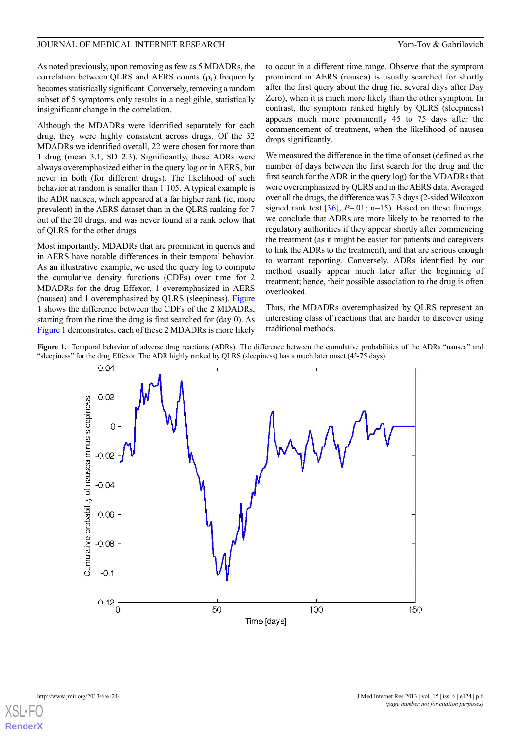As noted previously, upon removing as few as 5 MDADRs, the correlation between QLRS and AERS counts ($\rho_1$) frequently becomes statistically significant. Conversely, removing a random subset of 5 symptoms only results in a negligible, statistically insignificant change in the correlation.

Although the MDADRs were identified separately for each drug, they were highly consistent across drugs. Of the 32 MDADRs we identified overall, 22 were chosen for more than 1 drug (mean 3.1, SD 2.3). Significantly, these ADRs were always overemphasized either in the query log or in AERS, but never in both (for different drugs). The likelihood of such behavior at random is smaller than 1:105. A typical example is the ADR nausea, which appeared at a far higher rank (ie, more prevalent) in the AERS dataset than in the QLRS ranking for 7 out of the 20 drugs, and was never found at a rank below that of QLRS for the other drugs.

Most importantly, MDADRs that are prominent in queries and in AERS have notable differences in their temporal behavior. As an illustrative example, we used the query log to compute the cumulative density functions (CDFs) over time for 2 MDADRs for the drug Effexor, 1 overemphasized in AERS (nausea) and 1 overemphasized by QLRS (sleepiness). Figure 1 shows the difference between the CDFs of the 2 MDADRs, starting from the time the drug is first searched for (day 0). As Figure 1 demonstrates, each of these 2 MDADRs is more likely to occur in a different time range. Observe that the symptom prominent in AERS (nausea) is usually searched for shortly after the first query about the drug (ie, several days after Day Zero), when it is much more likely than the other symptom. In contrast, the symptom ranked highly by QLRS (sleepiness) appears much more prominently 45 to 75 days after the commencement of treatment, when the likelihood of nausea drops significantly.

We measured the difference in the time of onset (defined as the number of days between the first search for the drug and the first search for the ADR in the query log) for the MDADRs that were overemphasized by QLRS and in the AERS data. Averaged over all the drugs, the difference was 7.3 days (2-sided Wilcoxon signed rank test [36], $P$=.01; n=15). Based on these findings, we conclude that ADRs are more likely to be reported to the regulatory authorities if they appear shortly after commencing the treatment (as it might be easier for patients and caregivers to link the ADRs to the treatment), and that are serious enough to warrant reporting. Conversely, ADRs identified by our method usually appear much later after the beginning of treatment; hence, their possible association to the drug is often overlooked.

Thus, the MDADRs overemphasized by QLRS represent an interesting class of reactions that are harder to discover using traditional methods.

**Figure 1.** Temporal behavior of adverse drug reactions (ADRs). The difference between the cumulative probabilities of the ADRs "nausea" and "sleepiness" for the drug Effexor. The ADR highly ranked by QLRS (sleepiness) has a much later onset (45-75 days).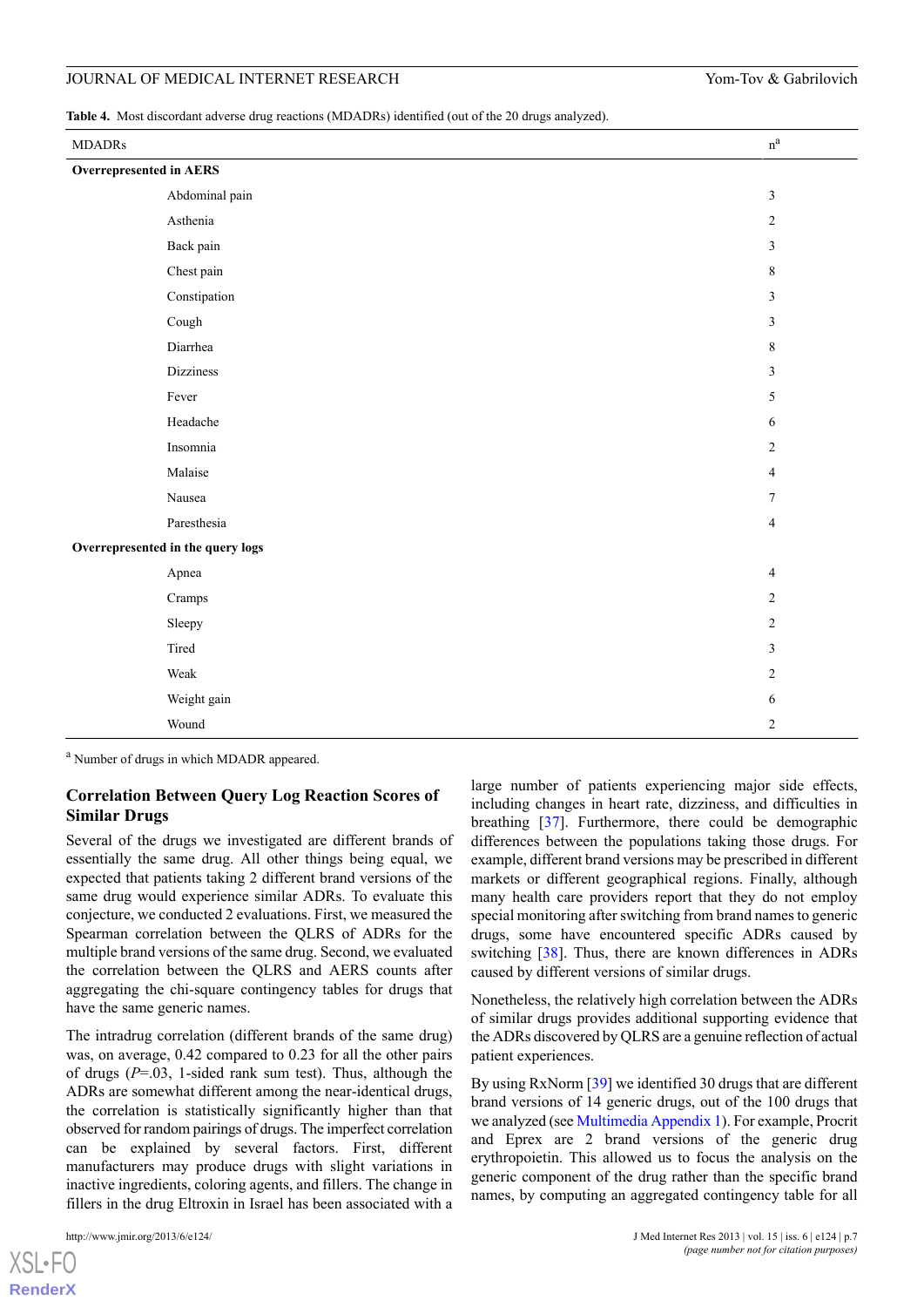**Table 4.** Most discordant adverse drug reactions (MDADRs) identified (out of the 20 drugs analyzed).

| MDADRs | n[a] |
|---|---|
| **Overrepresented in AERS** | |
| Abdominal pain | 3 |
| Asthenia | 2 |
| Back pain | 3 |
| Chest pain | 8 |
| Constipation | 3 |
| Cough | 3 |
| Diarrhea | 8 |
| Dizziness | 3 |
| Fever | 5 |
| Headache | 6 |
| Insomnia | 2 |
| Malaise | 4 |
| Nausea | 7 |
| Paresthesia | 4 |
| **Overrepresented in the query logs** | |
| Apnea | 4 |
| Cramps | 2 |
| Sleepy | 2 |
| Tired | 3 |
| Weak | 2 |
| Weight gain | 6 |
| Wound | 2 |

[a] Number of drugs in which MDADR appeared.

### Correlation Between Query Log Reaction Scores of Similar Drugs

Several of the drugs we investigated are different brands of essentially the same drug. All other things being equal, we expected that patients taking 2 different brand versions of the same drug would experience similar ADRs. To evaluate this conjecture, we conducted 2 evaluations. First, we measured the Spearman correlation between the QLRS of ADRs for the multiple brand versions of the same drug. Second, we evaluated the correlation between the QLRS and AERS counts after aggregating the chi-square contingency tables for drugs that have the same generic names.

The intradrug correlation (different brands of the same drug) was, on average, 0.42 compared to 0.23 for all the other pairs of drugs ($P$=.03, 1-sided rank sum test). Thus, although the ADRs are somewhat different among the near-identical drugs, the correlation is statistically significantly higher than that observed for random pairings of drugs. The imperfect correlation can be explained by several factors. First, different manufacturers may produce drugs with slight variations in inactive ingredients, coloring agents, and fillers. The change in fillers in the drug Eltroxin in Israel has been associated with a large number of patients experiencing major side effects, including changes in heart rate, dizziness, and difficulties in breathing [37]. Furthermore, there could be demographic differences between the populations taking those drugs. For example, different brand versions may be prescribed in different markets or different geographical regions. Finally, although many health care providers report that they do not employ special monitoring after switching from brand names to generic drugs, some have encountered specific ADRs caused by switching [38]. Thus, there are known differences in ADRs caused by different versions of similar drugs.

Nonetheless, the relatively high correlation between the ADRs of similar drugs provides additional supporting evidence that the ADRs discovered by QLRS are a genuine reflection of actual patient experiences.

By using RxNorm [39] we identified 30 drugs that are different brand versions of 14 generic drugs, out of the 100 drugs that we analyzed (see Multimedia Appendix 1). For example, Procrit and Eprex are 2 brand versions of the generic drug erythropoietin. This allowed us to focus the analysis on the generic component of the drug rather than the specific brand names, by computing an aggregated contingency table for all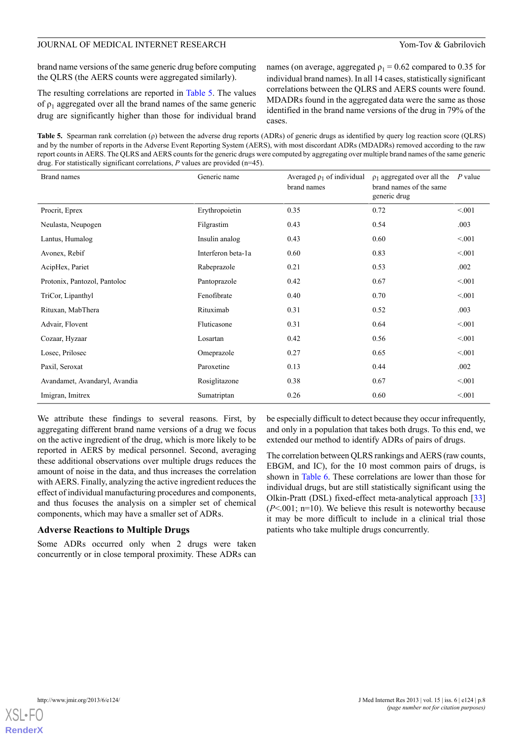brand name versions of the same generic drug before computing the QLRS (the AERS counts were aggregated similarly).

The resulting correlations are reported in Table 5. The values of $\rho_1$ aggregated over all the brand names of the same generic drug are significantly higher than those for individual brand names (on average, aggregated $\rho_1$ = 0.62 compared to 0.35 for individual brand names). In all 14 cases, statistically significant correlations between the QLRS and AERS counts were found. MDADRs found in the aggregated data were the same as those identified in the brand name versions of the drug in 79% of the cases.

**Table 5.** Spearman rank correlation (ρ) between the adverse drug reports (ADRs) of generic drugs as identified by query log reaction score (QLRS) and by the number of reports in the Adverse Event Reporting System (AERS), with most discordant ADRs (MDADRs) removed according to the raw report counts in AERS. The QLRS and AERS counts for the generic drugs were computed by aggregating over multiple brand names of the same generic drug. For statistically significant correlations, *P* values are provided (n=45).

| Brand names | Generic name | Averaged $\rho_1$ of individual brand names | $\rho_1$ aggregated over all the brand names of the same generic drug | *P* value |
|---|---|---|---|---|
| Procrit, Eprex | Erythropoietin | 0.35 | 0.72 | <.001 |
| Neulasta, Neupogen | Filgrastim | 0.43 | 0.54 | .003 |
| Lantus, Humalog | Insulin analog | 0.43 | 0.60 | <.001 |
| Avonex, Rebif | Interferon beta-1a | 0.60 | 0.83 | <.001 |
| AcipHex, Pariet | Rabeprazole | 0.21 | 0.53 | .002 |
| Protonix, Pantozol, Pantoloc | Pantoprazole | 0.42 | 0.67 | <.001 |
| TriCor, Lipanthyl | Fenofibrate | 0.40 | 0.70 | <.001 |
| Rituxan, MabThera | Rituximab | 0.31 | 0.52 | .003 |
| Advair, Flovent | Fluticasone | 0.31 | 0.64 | <.001 |
| Cozaar, Hyzaar | Losartan | 0.42 | 0.56 | <.001 |
| Losec, Prilosec | Omeprazole | 0.27 | 0.65 | <.001 |
| Paxil, Seroxat | Paroxetine | 0.13 | 0.44 | .002 |
| Avandamet, Avandaryl, Avandia | Rosiglitazone | 0.38 | 0.67 | <.001 |
| Imigran, Imitrex | Sumatriptan | 0.26 | 0.60 | <.001 |

We attribute these findings to several reasons. First, by aggregating different brand name versions of a drug we focus on the active ingredient of the drug, which is more likely to be reported in AERS by medical personnel. Second, averaging these additional observations over multiple drugs reduces the amount of noise in the data, and thus increases the correlation with AERS. Finally, analyzing the active ingredient reduces the effect of individual manufacturing procedures and components, and thus focuses the analysis on a simpler set of chemical components, which may have a smaller set of ADRs.

### Adverse Reactions to Multiple Drugs

Some ADRs occurred only when 2 drugs were taken concurrently or in close temporal proximity. These ADRs can be especially difficult to detect because they occur infrequently, and only in a population that takes both drugs. To this end, we extended our method to identify ADRs of pairs of drugs.

The correlation between QLRS rankings and AERS (raw counts, EBGM, and IC), for the 10 most common pairs of drugs, is shown in Table 6. These correlations are lower than those for individual drugs, but are still statistically significant using the Olkin-Pratt (DSL) fixed-effect meta-analytical approach [33] (*P*<.001; n=10). We believe this result is noteworthy because it may be more difficult to include in a clinical trial those patients who take multiple drugs concurrently.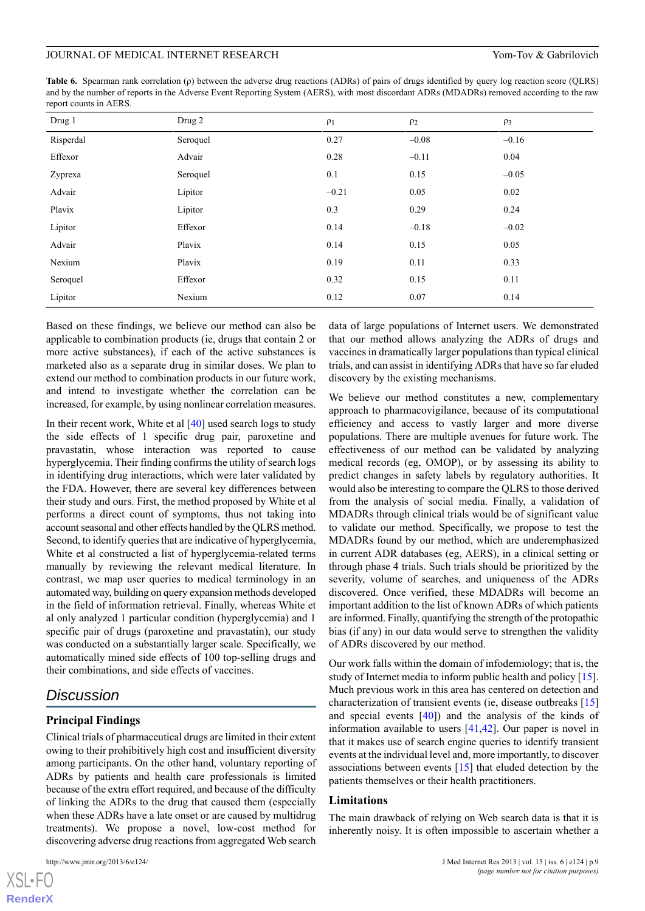**Table 6.** Spearman rank correlation (ρ) between the adverse drug reactions (ADRs) of pairs of drugs identified by query log reaction score (QLRS) and by the number of reports in the Adverse Event Reporting System (AERS), with most discordant ADRs (MDADRs) removed according to the raw report counts in AERS.

| Drug 1 | Drug 2 | $\rho_1$ | $\rho_2$ | $\rho_3$ |
|---|---|---|---|---|
| Risperdal | Seroquel | 0.27 | –0.08 | –0.16 |
| Effexor | Advair | 0.28 | –0.11 | 0.04 |
| Zyprexa | Seroquel | 0.1 | 0.15 | –0.05 |
| Advair | Lipitor | –0.21 | 0.05 | 0.02 |
| Plavix | Lipitor | 0.3 | 0.29 | 0.24 |
| Lipitor | Effexor | 0.14 | –0.18 | –0.02 |
| Advair | Plavix | 0.14 | 0.15 | 0.05 |
| Nexium | Plavix | 0.19 | 0.11 | 0.33 |
| Seroquel | Effexor | 0.32 | 0.15 | 0.11 |
| Lipitor | Nexium | 0.12 | 0.07 | 0.14 |

Based on these findings, we believe our method can also be applicable to combination products (ie, drugs that contain 2 or more active substances), if each of the active substances is marketed also as a separate drug in similar doses. We plan to extend our method to combination products in our future work, and intend to investigate whether the correlation can be increased, for example, by using nonlinear correlation measures.

In their recent work, White et al [40] used search logs to study the side effects of 1 specific drug pair, paroxetine and pravastatin, whose interaction was reported to cause hyperglycemia. Their finding confirms the utility of search logs in identifying drug interactions, which were later validated by the FDA. However, there are several key differences between their study and ours. First, the method proposed by White et al performs a direct count of symptoms, thus not taking into account seasonal and other effects handled by the QLRS method. Second, to identify queries that are indicative of hyperglycemia, White et al constructed a list of hyperglycemia-related terms manually by reviewing the relevant medical literature. In contrast, we map user queries to medical terminology in an automated way, building on query expansion methods developed in the field of information retrieval. Finally, whereas White et al only analyzed 1 particular condition (hyperglycemia) and 1 specific pair of drugs (paroxetine and pravastatin), our study was conducted on a substantially larger scale. Specifically, we automatically mined side effects of 100 top-selling drugs and their combinations, and side effects of vaccines.

## Discussion

### Principal Findings

Clinical trials of pharmaceutical drugs are limited in their extent owing to their prohibitively high cost and insufficient diversity among participants. On the other hand, voluntary reporting of ADRs by patients and health care professionals is limited because of the extra effort required, and because of the difficulty of linking the ADRs to the drug that caused them (especially when these ADRs have a late onset or are caused by multidrug treatments). We propose a novel, low-cost method for discovering adverse drug reactions from aggregated Web search data of large populations of Internet users. We demonstrated that our method allows analyzing the ADRs of drugs and vaccines in dramatically larger populations than typical clinical trials, and can assist in identifying ADRs that have so far eluded discovery by the existing mechanisms.

We believe our method constitutes a new, complementary approach to pharmacovigilance, because of its computational efficiency and access to vastly larger and more diverse populations. There are multiple avenues for future work. The effectiveness of our method can be validated by analyzing medical records (eg, OMOP), or by assessing its ability to predict changes in safety labels by regulatory authorities. It would also be interesting to compare the QLRS to those derived from the analysis of social media. Finally, a validation of MDADRs through clinical trials would be of significant value to validate our method. Specifically, we propose to test the MDADRs found by our method, which are underemphasized in current ADR databases (eg, AERS), in a clinical setting or through phase 4 trials. Such trials should be prioritized by the severity, volume of searches, and uniqueness of the ADRs discovered. Once verified, these MDADRs will become an important addition to the list of known ADRs of which patients are informed. Finally, quantifying the strength of the protopathic bias (if any) in our data would serve to strengthen the validity of ADRs discovered by our method.

Our work falls within the domain of infodemiology; that is, the study of Internet media to inform public health and policy [15]. Much previous work in this area has centered on detection and characterization of transient events (ie, disease outbreaks [15] and special events [40]) and the analysis of the kinds of information available to users [41,42]. Our paper is novel in that it makes use of search engine queries to identify transient events at the individual level and, more importantly, to discover associations between events [15] that eluded detection by the patients themselves or their health practitioners.

### Limitations

The main drawback of relying on Web search data is that it is inherently noisy. It is often impossible to ascertain whether a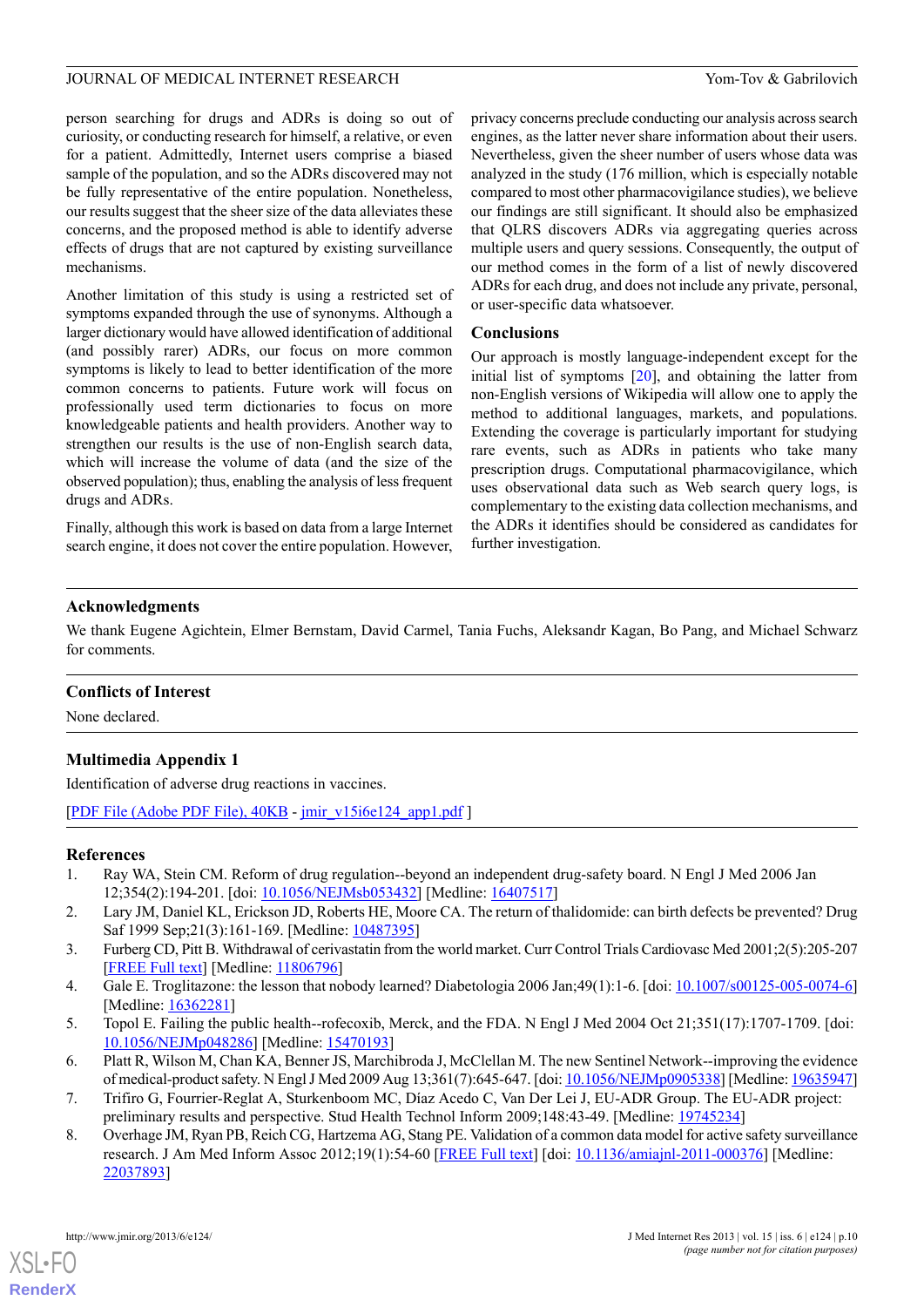person searching for drugs and ADRs is doing so out of curiosity, or conducting research for himself, a relative, or even for a patient. Admittedly, Internet users comprise a biased sample of the population, and so the ADRs discovered may not be fully representative of the entire population. Nonetheless, our results suggest that the sheer size of the data alleviates these concerns, and the proposed method is able to identify adverse effects of drugs that are not captured by existing surveillance mechanisms.

Another limitation of this study is using a restricted set of symptoms expanded through the use of synonyms. Although a larger dictionary would have allowed identification of additional (and possibly rarer) ADRs, our focus on more common symptoms is likely to lead to better identification of the more common concerns to patients. Future work will focus on professionally used term dictionaries to focus on more knowledgeable patients and health providers. Another way to strengthen our results is the use of non-English search data, which will increase the volume of data (and the size of the observed population); thus, enabling the analysis of less frequent drugs and ADRs.

Finally, although this work is based on data from a large Internet search engine, it does not cover the entire population. However, privacy concerns preclude conducting our analysis across search engines, as the latter never share information about their users. Nevertheless, given the sheer number of users whose data was analyzed in the study (176 million, which is especially notable compared to most other pharmacovigilance studies), we believe our findings are still significant. It should also be emphasized that QLRS discovers ADRs via aggregating queries across multiple users and query sessions. Consequently, the output of our method comes in the form of a list of newly discovered ADRs for each drug, and does not include any private, personal, or user-specific data whatsoever.

## Conclusions

Our approach is mostly language-independent except for the initial list of symptoms [20], and obtaining the latter from non-English versions of Wikipedia will allow one to apply the method to additional languages, markets, and populations. Extending the coverage is particularly important for studying rare events, such as ADRs in patients who take many prescription drugs. Computational pharmacovigilance, which uses observational data such as Web search query logs, is complementary to the existing data collection mechanisms, and the ADRs it identifies should be considered as candidates for further investigation.

## Acknowledgments

We thank Eugene Agichtein, Elmer Bernstam, David Carmel, Tania Fuchs, Aleksandr Kagan, Bo Pang, and Michael Schwarz for comments.

## Conflicts of Interest

None declared.

## Multimedia Appendix 1

Identification of adverse drug reactions in vaccines.

[PDF File (Adobe PDF File), 40KB - jmir_v15i6e124_app1.pdf ]

## References

1. Ray WA, Stein CM. Reform of drug regulation--beyond an independent drug-safety board. N Engl J Med 2006 Jan 12;354(2):194-201. [doi: 10.1056/NEJMsb053432] [Medline: 16407517]
2. Lary JM, Daniel KL, Erickson JD, Roberts HE, Moore CA. The return of thalidomide: can birth defects be prevented? Drug Saf 1999 Sep;21(3):161-169. [Medline: 10487395]
3. Furberg CD, Pitt B. Withdrawal of cerivastatin from the world market. Curr Control Trials Cardiovasc Med 2001;2(5):205-207 [FREE Full text] [Medline: 11806796]
4. Gale E. Troglitazone: the lesson that nobody learned? Diabetologia 2006 Jan;49(1):1-6. [doi: 10.1007/s00125-005-0074-6] [Medline: 16362281]
5. Topol E. Failing the public health--rofecoxib, Merck, and the FDA. N Engl J Med 2004 Oct 21;351(17):1707-1709. [doi: 10.1056/NEJMp048286] [Medline: 15470193]
6. Platt R, Wilson M, Chan KA, Benner JS, Marchibroda J, McClellan M. The new Sentinel Network--improving the evidence of medical-product safety. N Engl J Med 2009 Aug 13;361(7):645-647. [doi: 10.1056/NEJMp0905338] [Medline: 19635947]
7. Trifiro G, Fourrier-Reglat A, Sturkenboom MC, Díaz Acedo C, Van Der Lei J, EU-ADR Group. The EU-ADR project: preliminary results and perspective. Stud Health Technol Inform 2009;148:43-49. [Medline: 19745234]
8. Overhage JM, Ryan PB, Reich CG, Hartzema AG, Stang PE. Validation of a common data model for active safety surveillance research. J Am Med Inform Assoc 2012;19(1):54-60 [FREE Full text] [doi: 10.1136/amiajnl-2011-000376] [Medline: 22037893]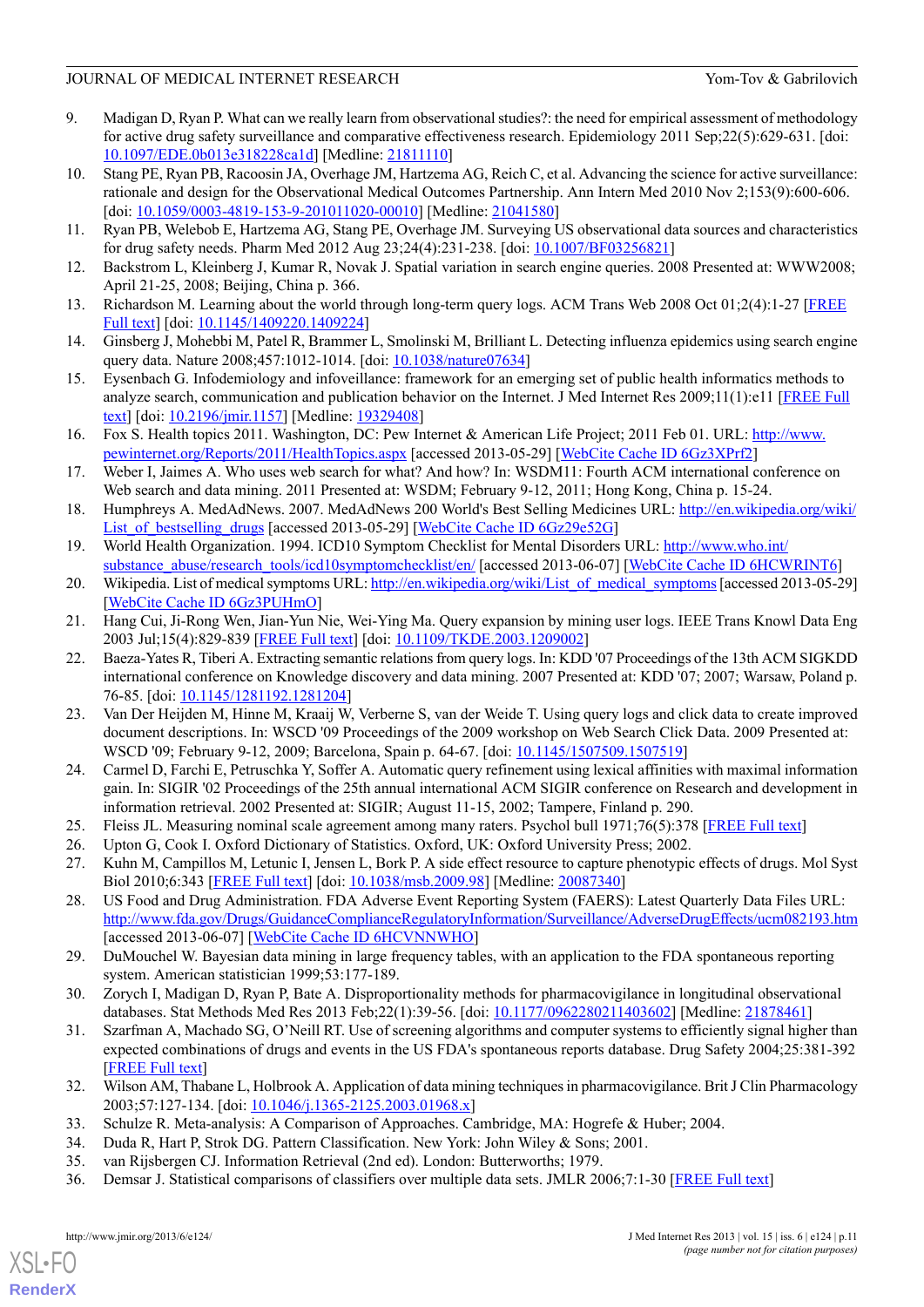9. Madigan D, Ryan P. What can we really learn from observational studies?: the need for empirical assessment of methodology for active drug safety surveillance and comparative effectiveness research. Epidemiology 2011 Sep;22(5):629-631. [doi: 10.1097/EDE.0b013e318228ca1d] [Medline: 21811110]
10. Stang PE, Ryan PB, Racoosin JA, Overhage JM, Hartzema AG, Reich C, et al. Advancing the science for active surveillance: rationale and design for the Observational Medical Outcomes Partnership. Ann Intern Med 2010 Nov 2;153(9):600-606. [doi: 10.1059/0003-4819-153-9-201011020-00010] [Medline: 21041580]
11. Ryan PB, Welebob E, Hartzema AG, Stang PE, Overhage JM. Surveying US observational data sources and characteristics for drug safety needs. Pharm Med 2012 Aug 23;24(4):231-238. [doi: 10.1007/BF03256821]
12. Backstrom L, Kleinberg J, Kumar R, Novak J. Spatial variation in search engine queries. 2008 Presented at: WWW2008; April 21-25, 2008; Beijing, China p. 366.
13. Richardson M. Learning about the world through long-term query logs. ACM Trans Web 2008 Oct 01;2(4):1-27 [FREE Full text] [doi: 10.1145/1409220.1409224]
14. Ginsberg J, Mohebbi M, Patel R, Brammer L, Smolinski M, Brilliant L. Detecting influenza epidemics using search engine query data. Nature 2008;457:1012-1014. [doi: 10.1038/nature07634]
15. Eysenbach G. Infodemiology and infoveillance: framework for an emerging set of public health informatics methods to analyze search, communication and publication behavior on the Internet. J Med Internet Res 2009;11(1):e11 [FREE Full text] [doi: 10.2196/jmir.1157] [Medline: 19329408]
16. Fox S. Health topics 2011. Washington, DC: Pew Internet & American Life Project; 2011 Feb 01. URL: http://www.pewinternet.org/Reports/2011/HealthTopics.aspx [accessed 2013-05-29] [WebCite Cache ID 6Gz3XPrf2]
17. Weber I, Jaimes A. Who uses web search for what? And how? In: WSDM11: Fourth ACM international conference on Web search and data mining. 2011 Presented at: WSDM; February 9-12, 2011; Hong Kong, China p. 15-24.
18. Humphreys A. MedAdNews. 2007. MedAdNews 200 World's Best Selling Medicines URL: http://en.wikipedia.org/wiki/List_of_bestselling_drugs [accessed 2013-05-29] [WebCite Cache ID 6Gz29e52G]
19. World Health Organization. 1994. ICD10 Symptom Checklist for Mental Disorders URL: http://www.who.int/substance_abuse/research_tools/icd10symptomchecklist/en/ [accessed 2013-06-07] [WebCite Cache ID 6HCWRINT6]
20. Wikipedia. List of medical symptoms URL: http://en.wikipedia.org/wiki/List_of_medical_symptoms [accessed 2013-05-29] [WebCite Cache ID 6Gz3PUHmO]
21. Hang Cui, Ji-Rong Wen, Jian-Yun Nie, Wei-Ying Ma. Query expansion by mining user logs. IEEE Trans Knowl Data Eng 2003 Jul;15(4):829-839 [FREE Full text] [doi: 10.1109/TKDE.2003.1209002]
22. Baeza-Yates R, Tiberi A. Extracting semantic relations from query logs. In: KDD '07 Proceedings of the 13th ACM SIGKDD international conference on Knowledge discovery and data mining. 2007 Presented at: KDD '07; 2007; Warsaw, Poland p. 76-85. [doi: 10.1145/1281192.1281204]
23. Van Der Heijden M, Hinne M, Kraaij W, Verberne S, van der Weide T. Using query logs and click data to create improved document descriptions. In: WSCD '09 Proceedings of the 2009 workshop on Web Search Click Data. 2009 Presented at: WSCD '09; February 9-12, 2009; Barcelona, Spain p. 64-67. [doi: 10.1145/1507509.1507519]
24. Carmel D, Farchi E, Petruschka Y, Soffer A. Automatic query refinement using lexical affinities with maximal information gain. In: SIGIR '02 Proceedings of the 25th annual international ACM SIGIR conference on Research and development in information retrieval. 2002 Presented at: SIGIR; August 11-15, 2002; Tampere, Finland p. 290.
25. Fleiss JL. Measuring nominal scale agreement among many raters. Psychol bull 1971;76(5):378 [FREE Full text]
26. Upton G, Cook I. Oxford Dictionary of Statistics. Oxford, UK: Oxford University Press; 2002.
27. Kuhn M, Campillos M, Letunic I, Jensen L, Bork P. A side effect resource to capture phenotypic effects of drugs. Mol Syst Biol 2010;6:343 [FREE Full text] [doi: 10.1038/msb.2009.98] [Medline: 20087340]
28. US Food and Drug Administration. FDA Adverse Event Reporting System (FAERS): Latest Quarterly Data Files URL: http://www.fda.gov/Drugs/GuidanceComplianceRegulatoryInformation/Surveillance/AdverseDrugEffects/ucm082193.htm [accessed 2013-06-07] [WebCite Cache ID 6HCVNNWHO]
29. DuMouchel W. Bayesian data mining in large frequency tables, with an application to the FDA spontaneous reporting system. American statistician 1999;53:177-189.
30. Zorych I, Madigan D, Ryan P, Bate A. Disproportionality methods for pharmacovigilance in longitudinal observational databases. Stat Methods Med Res 2013 Feb;22(1):39-56. [doi: 10.1177/0962280211403602] [Medline: 21878461]
31. Szarfman A, Machado SG, O'Neill RT. Use of screening algorithms and computer systems to efficiently signal higher than expected combinations of drugs and events in the US FDA's spontaneous reports database. Drug Safety 2004;25:381-392 [FREE Full text]
32. Wilson AM, Thabane L, Holbrook A. Application of data mining techniques in pharmacovigilance. Brit J Clin Pharmacology 2003;57:127-134. [doi: 10.1046/j.1365-2125.2003.01968.x]
33. Schulze R. Meta-analysis: A Comparison of Approaches. Cambridge, MA: Hogrefe & Huber; 2004.
34. Duda R, Hart P, Strok DG. Pattern Classification. New York: John Wiley & Sons; 2001.
35. van Rijsbergen CJ. Information Retrieval (2nd ed). London: Butterworths; 1979.
36. Demsar J. Statistical comparisons of classifiers over multiple data sets. JMLR 2006;7:1-30 [FREE Full text]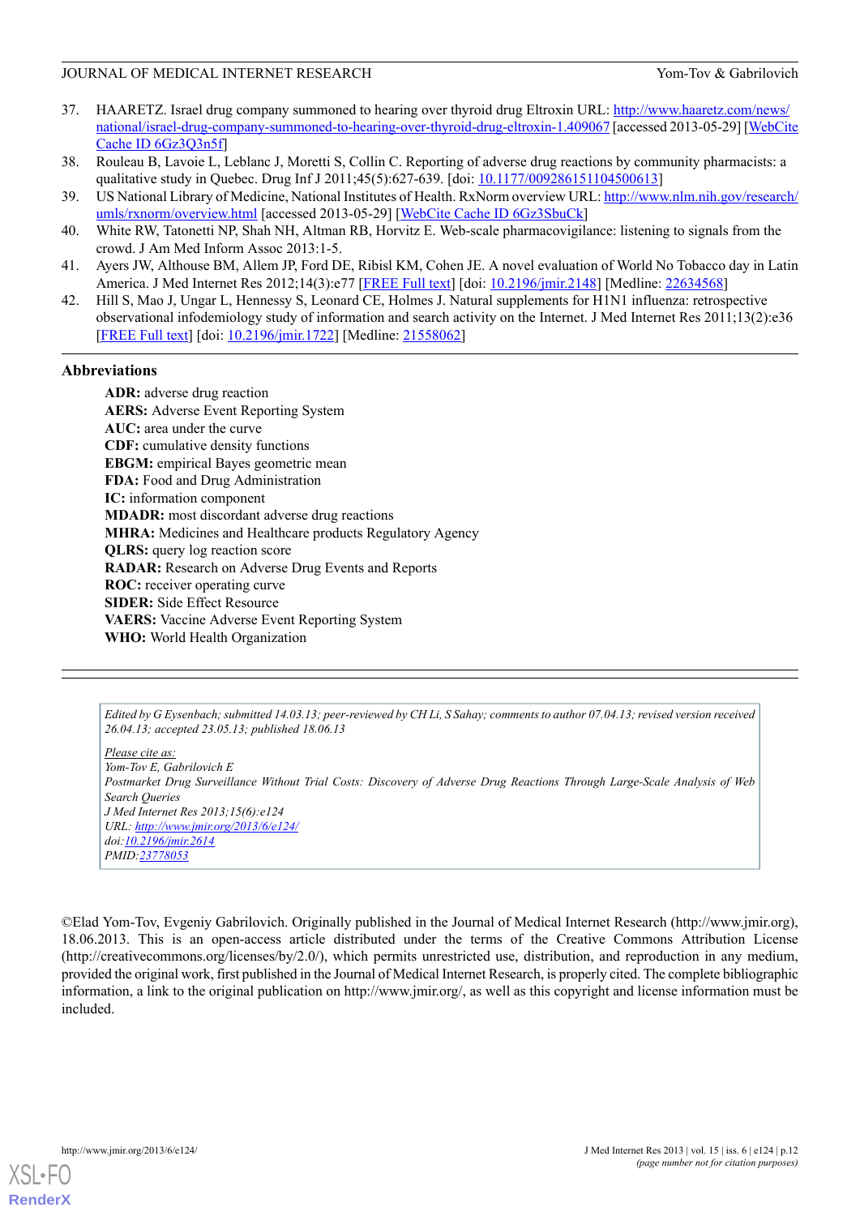37. HAARETZ. Israel drug company summoned to hearing over thyroid drug Eltroxin URL: http://www.haaretz.com/news/national/israel-drug-company-summoned-to-hearing-over-thyroid-drug-eltroxin-1.409067 [accessed 2013-05-29] [WebCite Cache ID 6Gz3Q3n5f]
38. Rouleau B, Lavoie L, Leblanc J, Moretti S, Collin C. Reporting of adverse drug reactions by community pharmacists: a qualitative study in Quebec. Drug Inf J 2011;45(5):627-639. [doi: 10.1177/009286151104500613]
39. US National Library of Medicine, National Institutes of Health. RxNorm overview URL: http://www.nlm.nih.gov/research/umls/rxnorm/overview.html [accessed 2013-05-29] [WebCite Cache ID 6Gz3SbuCk]
40. White RW, Tatonetti NP, Shah NH, Altman RB, Horvitz E. Web-scale pharmacovigilance: listening to signals from the crowd. J Am Med Inform Assoc 2013:1-5.
41. Ayers JW, Althouse BM, Allem JP, Ford DE, Ribisl KM, Cohen JE. A novel evaluation of World No Tobacco day in Latin America. J Med Internet Res 2012;14(3):e77 [FREE Full text] [doi: 10.2196/jmir.2148] [Medline: 22634568]
42. Hill S, Mao J, Ungar L, Hennessy S, Leonard CE, Holmes J. Natural supplements for H1N1 influenza: retrospective observational infodemiology study of information and search activity on the Internet. J Med Internet Res 2011;13(2):e36 [FREE Full text] [doi: 10.2196/jmir.1722] [Medline: 21558062]

## Abbreviations

**ADR:** adverse drug reaction
**AERS:** Adverse Event Reporting System
**AUC:** area under the curve
**CDF:** cumulative density functions
**EBGM:** empirical Bayes geometric mean
**FDA:** Food and Drug Administration
**IC:** information component
**MDADR:** most discordant adverse drug reactions
**MHRA:** Medicines and Healthcare products Regulatory Agency
**QLRS:** query log reaction score
**RADAR:** Research on Adverse Drug Events and Reports
**ROC:** receiver operating curve
**SIDER:** Side Effect Resource
**VAERS:** Vaccine Adverse Event Reporting System
**WHO:** World Health Organization

*Edited by G Eysenbach; submitted 14.03.13; peer-reviewed by CH Li, S Sahay; comments to author 07.04.13; revised version received 26.04.13; accepted 23.05.13; published 18.06.13*

*Please cite as:*
*Yom-Tov E, Gabrilovich E*
*Postmarket Drug Surveillance Without Trial Costs: Discovery of Adverse Drug Reactions Through Large-Scale Analysis of Web Search Queries*
*J Med Internet Res 2013;15(6):e124*
*URL: http://www.jmir.org/2013/6/e124/*
*doi:10.2196/jmir.2614*
*PMID:23778053*

©Elad Yom-Tov, Evgeniy Gabrilovich. Originally published in the Journal of Medical Internet Research (http://www.jmir.org), 18.06.2013. This is an open-access article distributed under the terms of the Creative Commons Attribution License (http://creativecommons.org/licenses/by/2.0/), which permits unrestricted use, distribution, and reproduction in any medium, provided the original work, first published in the Journal of Medical Internet Research, is properly cited. The complete bibliographic information, a link to the original publication on http://www.jmir.org/, as well as this copyright and license information must be included.